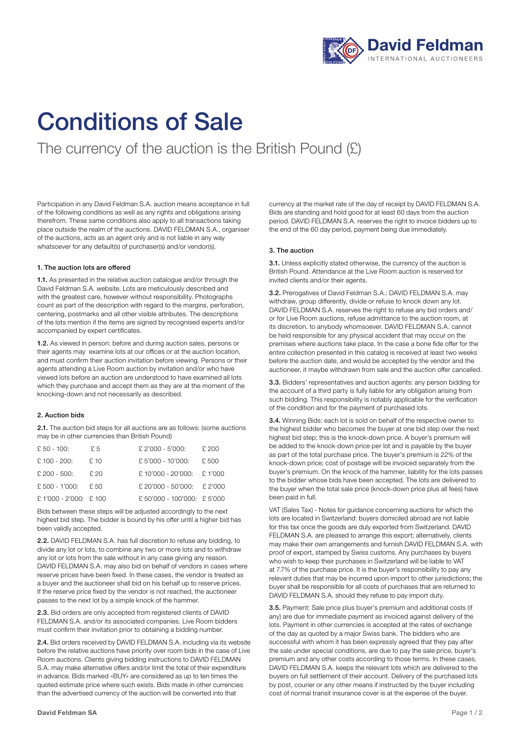# Conditions of Sale

The currency of the auction is the British Pound (£)

Participation in any David Feldman S.A. auction means acceptance in full of the following conditions as well as any rights and obligations arising therefrom. These same conditions also apply to all transactions taking place outside the realm of the auctions. DAVID FELDMAN S.A., organiser of the auctions, acts as an agent only and is not liable in any way whatsoever for any default(s) of purchaser(s) and/or vendor(s).

### 1. The auction lots are offered

**1.1.** As presented in the relative auction catalogue and/or through the David Feldman S.A. website. Lots are meticulously described and with the greatest care, however without responsibility. Photographs count as part of the description with regard to the margins, perforation, centering, postmarks and all other visible attributes. The descriptions of the lots mention if the items are signed by recognised experts and/or accompanied by expert certificates.

**1.2.** As viewed in person: before and during auction sales, persons or their agents may examine lots at our offices or at the auction location, and must confirm their auction invitation before viewing. Persons or their agents attending a Live Room auction by invitation and/or who have viewed lots before an auction are understood to have examined all lots which they purchase and accept them as they are at the moment of the knocking-down and not necessarily as described.

### 2. Auction bids

**2.1.** The auction bid steps for all auctions are as follows: (some auctions may be in other currencies than British Pound)

| Range | Step | Range | Step |
|---|---|---|---|
| £ 50 - 100: | £ 5 | £ 2'000 - 5'000: | £ 200 |
| £ 100 - 200: | £ 10 | £ 5'000 - 10'000: | £ 500 |
| £ 200 - 500: | £ 20 | £ 10'000 - 20'000: | £ 1'000 |
| £ 500 - 1'000: | £ 50 | £ 20'000 - 50'000: | £ 2'000 |
| £ 1'000 - 2'000: | £ 100 | £ 50'000 - 100'000: | £ 5'000 |

Bids between these steps will be adjusted accordingly to the next highest bid step. The bidder is bound by his offer until a higher bid has been validly accepted.

**2.2.** DAVID FELDMAN S.A. has full discretion to refuse any bidding, to divide any lot or lots, to combine any two or more lots and to withdraw any lot or lots from the sale without in any case giving any reason. DAVID FELDMAN S.A. may also bid on behalf of vendors in cases where reserve prices have been fixed. In these cases, the vendor is treated as a buyer and the auctioneer shall bid on his behalf up to reserve prices. If the reserve price fixed by the vendor is not reached, the auctioneer passes to the next lot by a simple knock of the hammer.

**2.3.** Bid orders are only accepted from registered clients of DAVID FELDMAN S.A. and/or its associated companies. Live Room bidders must confirm their invitation prior to obtaining a bidding number.

**2.4.** Bid orders received by DAVID FELDMAN S.A. including via its website before the relative auctions have priority over room bids in the case of Live Room auctions. Clients giving bidding instructions to DAVID FELDMAN S.A. may make alternative offers and/or limit the total of their expenditure in advance. Bids marked «BUY» are considered as up to ten times the quoted estimate price where such exists. Bids made in other currencies than the advertised currency of the auction will be converted into that currency at the market rate of the day of receipt by DAVID FELDMAN S.A. Bids are standing and hold good for at least 60 days from the auction period. DAVID FELDMAN S.A. reserves the right to invoice bidders up to the end of the 60 day period, payment being due immediately.

### 3. The auction

**3.1.** Unless explicitly stated otherwise, the currency of the auction is British Pound. Attendance at the Live Room auction is reserved for invited clients and/or their agents.

**3.2.** Prerogatives of David Feldman S.A.: DAVID FELDMAN S.A. may withdraw, group differently, divide or refuse to knock down any lot. DAVID FELDMAN S.A. reserves the right to refuse any bid orders and/or for Live Room auctions, refuse admittance to the auction room, at its discretion, to anybody whomsoever. DAVID FELDMAN S.A. cannot be held responsible for any physical accident that may occur on the premises where auctions take place. In the case a bone fide offer for the entire collection presented in this catalog is received at least two weeks before the auction date, and would be accepted by the vendor and the auctioneer, it maybe withdrawn from sale and the auction offer cancelled.

**3.3.** Bidders' representatives and auction agents: any person bidding for the account of a third party is fully liable for any obligation arising from such bidding. This responsibility is notably applicable for the verification of the condition and for the payment of purchased lots.

**3.4.** Winning Bids: each lot is sold on behalf of the respective owner to the highest bidder who becomes the buyer at one bid step over the next highest bid step; this is the knock-down price. A buyer's premium will be added to the knock-down price per lot and is payable by the buyer as part of the total purchase price. The buyer's premium is 22% of the knock-down price; cost of postage will be invoiced separately from the buyer's premium. On the knock of the hammer, liability for the lots passes to the bidder whose bids have been accepted. The lots are delivered to the buyer when the total sale price (knock-down price plus all fees) have been paid in full.

VAT (Sales Tax) - Notes for guidance concerning auctions for which the lots are located in Switzerland: buyers domiciled abroad are not liable for this tax once the goods are duly exported from Switzerland. DAVID FELDMAN S.A. are pleased to arrange this export; alternatively, clients may make their own arrangements and furnish DAVID FELDMAN S.A. with proof of export, stamped by Swiss customs. Any purchases by buyers who wish to keep their purchases in Switzerland will be liable to VAT at 7.7% of the purchase price. It is the buyer's responsibility to pay any relevant duties that may be incurred upon import to other jurisdictions; the buyer shall be responsible for all costs of purchases that are returned to DAVID FELDMAN S.A. should they refuse to pay import duty.

**3.5.** Payment: Sale price plus buyer's premium and additional costs (if any) are due for immediate payment as invoiced against delivery of the lots. Payment in other currencies is accepted at the rates of exchange of the day as quoted by a major Swiss bank. The bidders who are successful with whom it has been expressly agreed that they pay after the sale under special conditions, are due to pay the sale price, buyer's premium and any other costs according to those terms. In these cases, DAVID FELDMAN S.A. keeps the relevant lots which are delivered to the buyers on full settlement of their account. Delivery of the purchased lots by post, courier or any other means if instructed by the buyer including cost of normal transit insurance cover is at the expense of the buyer.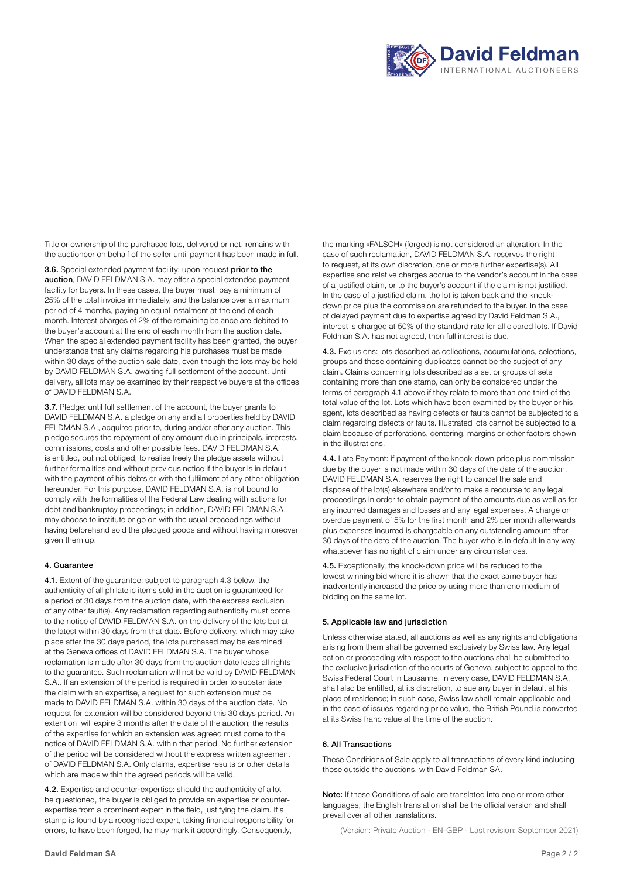Title or ownership of the purchased lots, delivered or not, remains with the auctioneer on behalf of the seller until payment has been made in full.

**3.6.** Special extended payment facility: upon request **prior to the auction**, DAVID FELDMAN S.A. may offer a special extended payment facility for buyers. In these cases, the buyer must pay a minimum of 25% of the total invoice immediately, and the balance over a maximum period of 4 months, paying an equal instalment at the end of each month. Interest charges of 2% of the remaining balance are debited to the buyer's account at the end of each month from the auction date. When the special extended payment facility has been granted, the buyer understands that any claims regarding his purchases must be made within 30 days of the auction sale date, even though the lots may be held by DAVID FELDMAN S.A. awaiting full settlement of the account. Until delivery, all lots may be examined by their respective buyers at the offices of DAVID FELDMAN S.A.

**3.7.** Pledge: until full settlement of the account, the buyer grants to DAVID FELDMAN S.A. a pledge on any and all properties held by DAVID FELDMAN S.A., acquired prior to, during and/or after any auction. This pledge secures the repayment of any amount due in principals, interests, commissions, costs and other possible fees. DAVID FELDMAN S.A. is entitled, but not obliged, to realise freely the pledge assets without further formalities and without previous notice if the buyer is in default with the payment of his debts or with the fulfilment of any other obligation hereunder. For this purpose, DAVID FELDMAN S.A. is not bound to comply with the formalities of the Federal Law dealing with actions for debt and bankruptcy proceedings; in addition, DAVID FELDMAN S.A. may choose to institute or go on with the usual proceedings without having beforehand sold the pledged goods and without having moreover given them up.

### 4. Guarantee

**4.1.** Extent of the guarantee: subject to paragraph 4.3 below, the authenticity of all philatelic items sold in the auction is guaranteed for a period of 30 days from the auction date, with the express exclusion of any other fault(s). Any reclamation regarding authenticity must come to the notice of DAVID FELDMAN S.A. on the delivery of the lots but at the latest within 30 days from that date. Before delivery, which may take place after the 30 days period, the lots purchased may be examined at the Geneva offices of DAVID FELDMAN S.A. The buyer whose reclamation is made after 30 days from the auction date loses all rights to the guarantee. Such reclamation will not be valid by DAVID FELDMAN S.A.. If an extension of the period is required in order to substantiate the claim with an expertise, a request for such extension must be made to DAVID FELDMAN S.A. within 30 days of the auction date. No request for extension will be considered beyond this 30 days period. An extention will expire 3 months after the date of the auction; the results of the expertise for which an extension was agreed must come to the notice of DAVID FELDMAN S.A. within that period. No further extension of the period will be considered without the express written agreement of DAVID FELDMAN S.A. Only claims, expertise results or other details which are made within the agreed periods will be valid.

**4.2.** Expertise and counter-expertise: should the authenticity of a lot be questioned, the buyer is obliged to provide an expertise or counter-expertise from a prominent expert in the field, justifying the claim. If a stamp is found by a recognised expert, taking financial responsibility for errors, to have been forged, he may mark it accordingly. Consequently, the marking «FALSCH» (forged) is not considered an alteration. In the case of such reclamation, DAVID FELDMAN S.A. reserves the right to request, at its own discretion, one or more further expertise(s). All expertise and relative charges accrue to the vendor's account in the case of a justified claim, or to the buyer's account if the claim is not justified. In the case of a justified claim, the lot is taken back and the knock-down price plus the commission are refunded to the buyer. In the case of delayed payment due to expertise agreed by David Feldman S.A., interest is charged at 50% of the standard rate for all cleared lots. If David Feldman S.A. has not agreed, then full interest is due.

**4.3.** Exclusions: lots described as collections, accumulations, selections, groups and those containing duplicates cannot be the subject of any claim. Claims concerning lots described as a set or groups of sets containing more than one stamp, can only be considered under the terms of paragraph 4.1 above if they relate to more than one third of the total value of the lot. Lots which have been examined by the buyer or his agent, lots described as having defects or faults cannot be subjected to a claim regarding defects or faults. Illustrated lots cannot be subjected to a claim because of perforations, centering, margins or other factors shown in the illustrations.

**4.4.** Late Payment: if payment of the knock-down price plus commission due by the buyer is not made within 30 days of the date of the auction, DAVID FELDMAN S.A. reserves the right to cancel the sale and dispose of the lot(s) elsewhere and/or to make a recourse to any legal proceedings in order to obtain payment of the amounts due as well as for any incurred damages and losses and any legal expenses. A charge on overdue payment of 5% for the first month and 2% per month afterwards plus expenses incurred is chargeable on any outstanding amount after 30 days of the date of the auction. The buyer who is in default in any way whatsoever has no right of claim under any circumstances.

**4.5.** Exceptionally, the knock-down price will be reduced to the lowest winning bid where it is shown that the exact same buyer has inadvertently increased the price by using more than one medium of bidding on the same lot.

### 5. Applicable law and jurisdiction

Unless otherwise stated, all auctions as well as any rights and obligations arising from them shall be governed exclusively by Swiss law. Any legal action or proceeding with respect to the auctions shall be submitted to the exclusive jurisdiction of the courts of Geneva, subject to appeal to the Swiss Federal Court in Lausanne. In every case, DAVID FELDMAN S.A. shall also be entitled, at its discretion, to sue any buyer in default at his place of residence; in such case, Swiss law shall remain applicable and in the case of issues regarding price value, the British Pound is converted at its Swiss franc value at the time of the auction.

### 6. All Transactions

These Conditions of Sale apply to all transactions of every kind including those outside the auctions, with David Feldman SA.

**Note:** If these Conditions of sale are translated into one or more other languages, the English translation shall be the official version and shall prevail over all other translations.

(Version: Private Auction - EN-GBP - Last revision: September 2021)